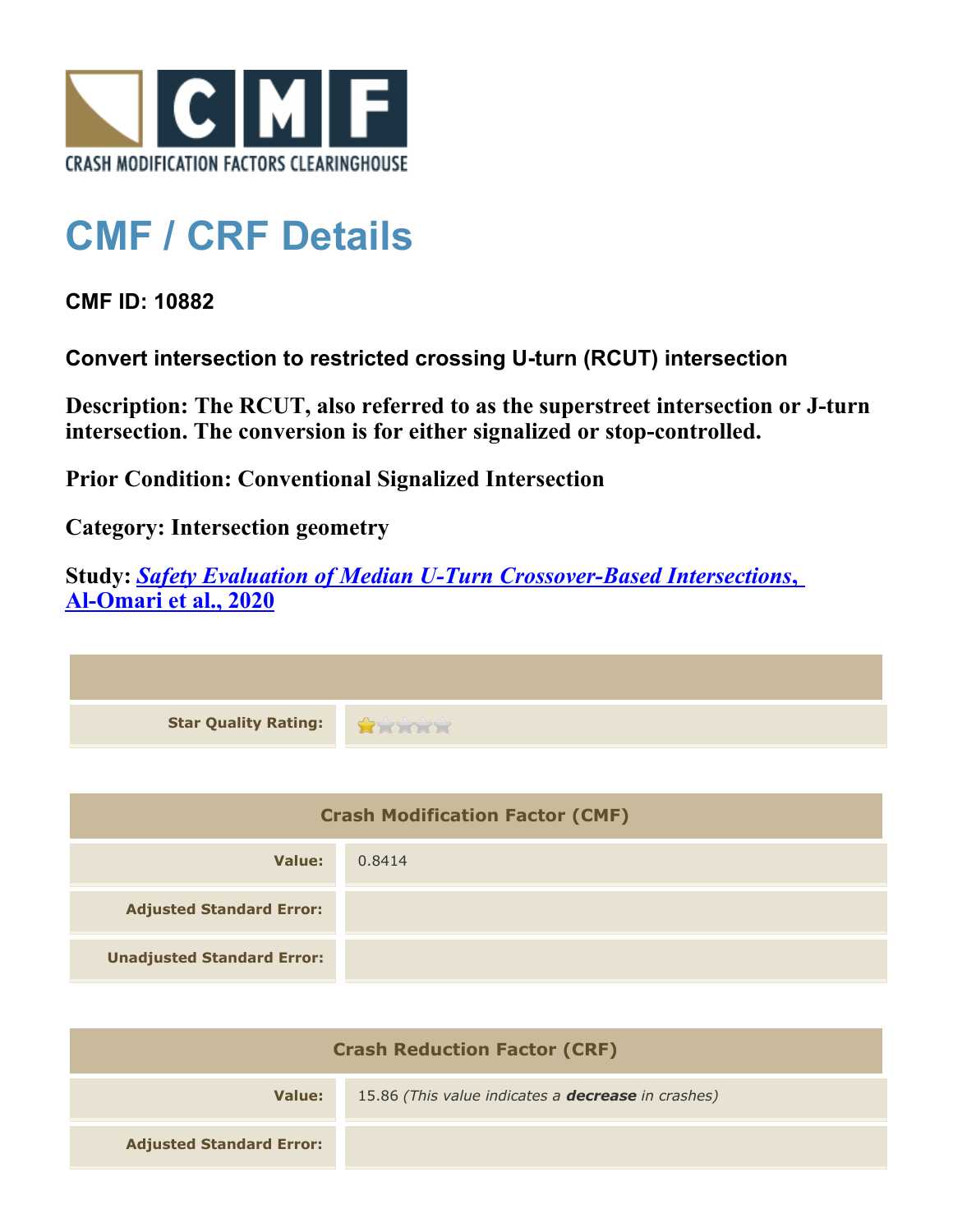# CMF / CRF Details

**CMF ID: 10882**

**Convert intersection to restricted crossing U-turn (RCUT) intersection**

**Description: The RCUT, also referred to as the superstreet intersection or J-turn intersection. The conversion is for either signalized or stop-controlled.**

**Prior Condition: Conventional Signalized Intersection**

**Category: Intersection geometry**

**Study: *Safety Evaluation of Median U-Turn Crossover-Based Intersections, Al-Omari et al., 2020***

| | |
|---|---|
| **Star Quality Rating:** | 1 of 5 stars |

| Crash Modification Factor (CMF) | |
|---|---|
| **Value:** | 0.8414 |
| **Adjusted Standard Error:** | |
| **Unadjusted Standard Error:** | |

| Crash Reduction Factor (CRF) | |
|---|---|
| **Value:** | 15.86 *(This value indicates a **decrease** in crashes)* |
| **Adjusted Standard Error:** | |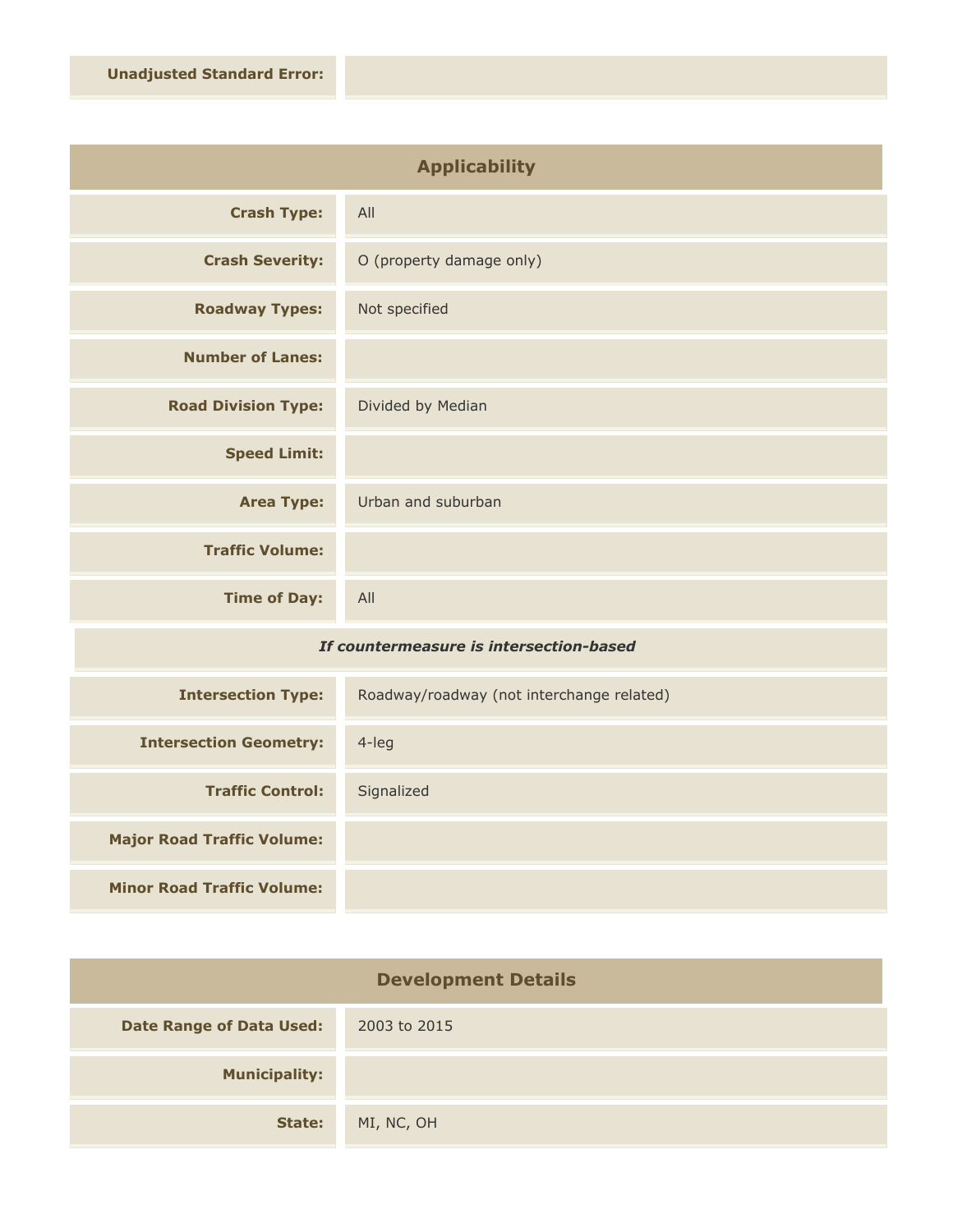| | |
|---|---|
| **Unadjusted Standard Error:** | |

## Applicability

| | |
|---|---|
| **Crash Type:** | All |
| **Crash Severity:** | O (property damage only) |
| **Roadway Types:** | Not specified |
| **Number of Lanes:** | |
| **Road Division Type:** | Divided by Median |
| **Speed Limit:** | |
| **Area Type:** | Urban and suburban |
| **Traffic Volume:** | |
| **Time of Day:** | All |

*If countermeasure is intersection-based*

| | |
|---|---|
| **Intersection Type:** | Roadway/roadway (not interchange related) |
| **Intersection Geometry:** | 4-leg |
| **Traffic Control:** | Signalized |
| **Major Road Traffic Volume:** | |
| **Minor Road Traffic Volume:** | |

## Development Details

| | |
|---|---|
| **Date Range of Data Used:** | 2003 to 2015 |
| **Municipality:** | |
| **State:** | MI, NC, OH |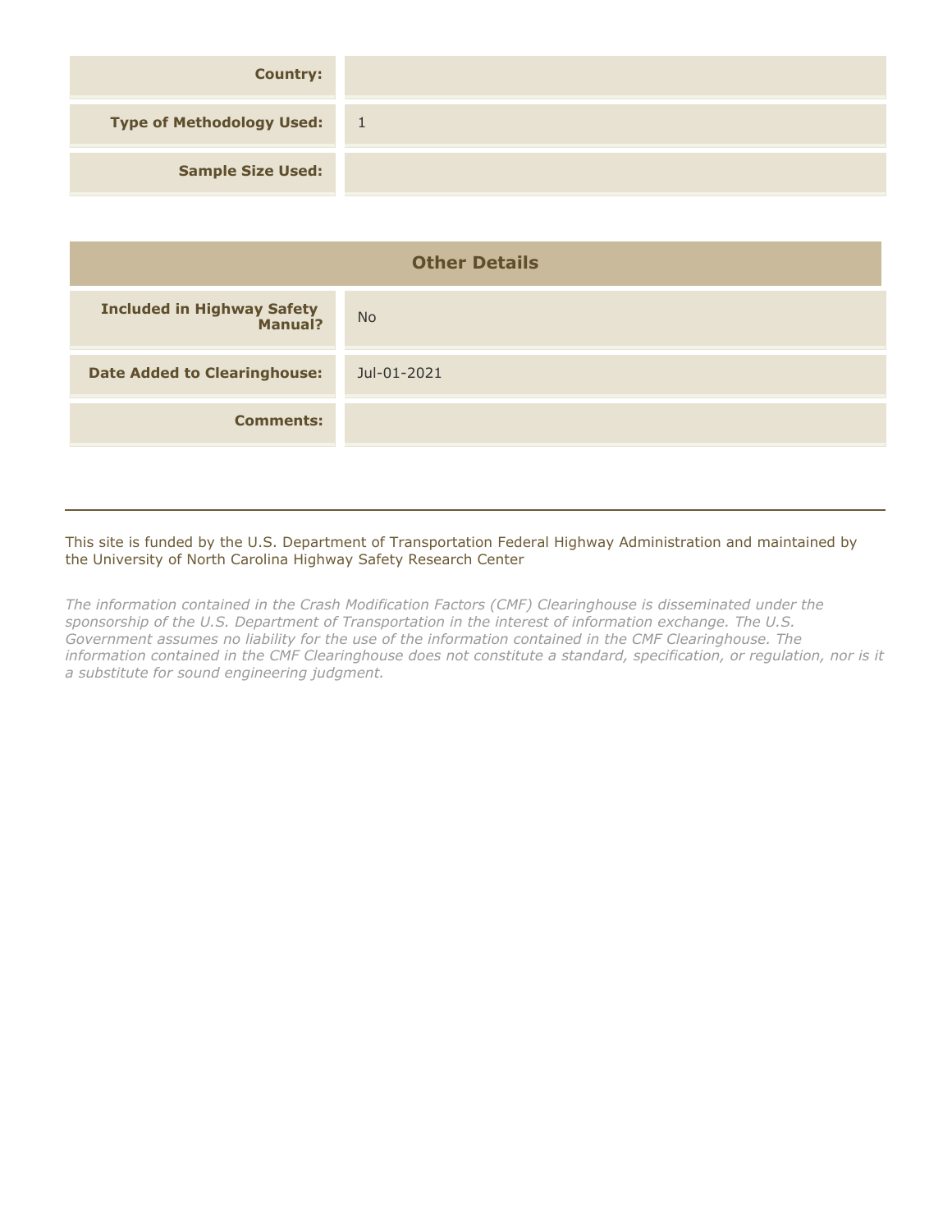| | |
|---|---|
| **Country:** | |
| **Type of Methodology Used:** | 1 |
| **Sample Size Used:** | |

## Other Details

| | |
|---|---|
| **Included in Highway Safety Manual?** | No |
| **Date Added to Clearinghouse:** | Jul-01-2021 |
| **Comments:** | |

---

This site is funded by the U.S. Department of Transportation Federal Highway Administration and maintained by the University of North Carolina Highway Safety Research Center

*The information contained in the Crash Modification Factors (CMF) Clearinghouse is disseminated under the sponsorship of the U.S. Department of Transportation in the interest of information exchange. The U.S. Government assumes no liability for the use of the information contained in the CMF Clearinghouse. The information contained in the CMF Clearinghouse does not constitute a standard, specification, or regulation, nor is it a substitute for sound engineering judgment.*